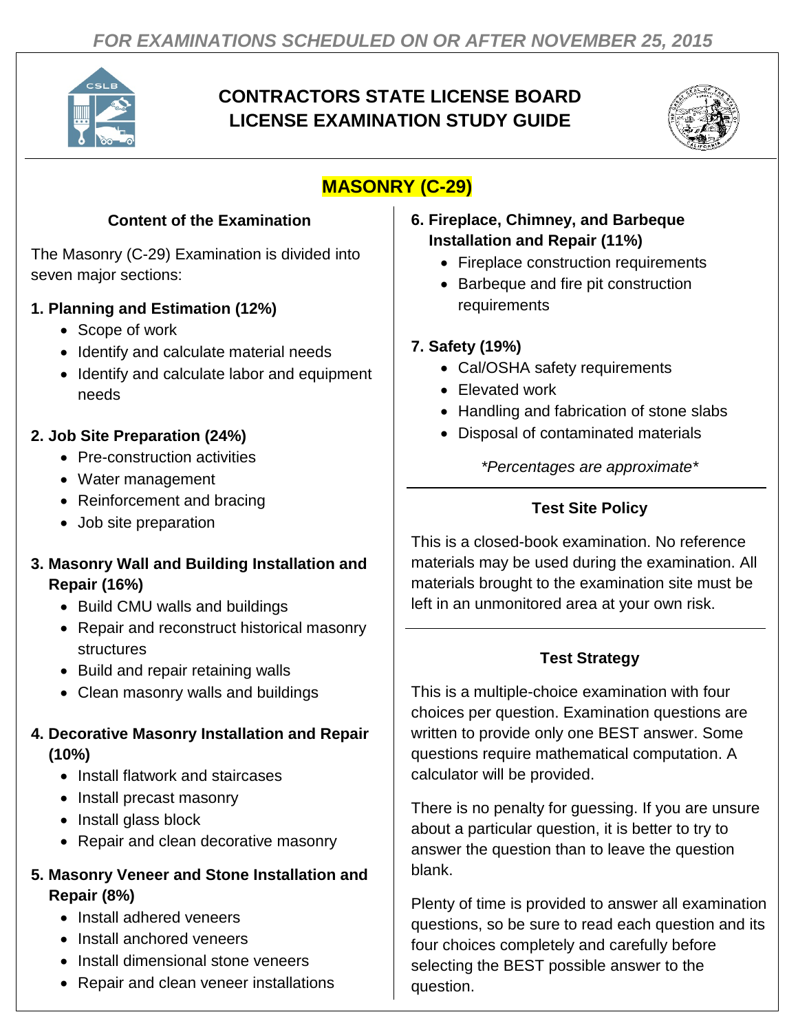*FOR EXAMINATIONS SCHEDULED ON OR AFTER NOVEMBER 25, 2015*

# CONTRACTORS STATE LICENSE BOARD LICENSE EXAMINATION STUDY GUIDE

## MASONRY (C-29)

### Content of the Examination

The Masonry (C-29) Examination is divided into seven major sections:

**1. Planning and Estimation (12%)**

- Scope of work
- Identify and calculate material needs
- Identify and calculate labor and equipment needs

**2. Job Site Preparation (24%)**

- Pre-construction activities
- Water management
- Reinforcement and bracing
- Job site preparation

**3. Masonry Wall and Building Installation and Repair (16%)**

- Build CMU walls and buildings
- Repair and reconstruct historical masonry structures
- Build and repair retaining walls
- Clean masonry walls and buildings

**4. Decorative Masonry Installation and Repair (10%)**

- Install flatwork and staircases
- Install precast masonry
- Install glass block
- Repair and clean decorative masonry

**5. Masonry Veneer and Stone Installation and Repair (8%)**

- Install adhered veneers
- Install anchored veneers
- Install dimensional stone veneers
- Repair and clean veneer installations

**6. Fireplace, Chimney, and Barbeque Installation and Repair (11%)**

- Fireplace construction requirements
- Barbeque and fire pit construction requirements

**7. Safety (19%)**

- Cal/OSHA safety requirements
- Elevated work
- Handling and fabrication of stone slabs
- Disposal of contaminated materials

*\*Percentages are approximate\**

### Test Site Policy

This is a closed-book examination. No reference materials may be used during the examination. All materials brought to the examination site must be left in an unmonitored area at your own risk.

### Test Strategy

This is a multiple-choice examination with four choices per question. Examination questions are written to provide only one BEST answer. Some questions require mathematical computation. A calculator will be provided.

There is no penalty for guessing. If you are unsure about a particular question, it is better to try to answer the question than to leave the question blank.

Plenty of time is provided to answer all examination questions, so be sure to read each question and its four choices completely and carefully before selecting the BEST possible answer to the question.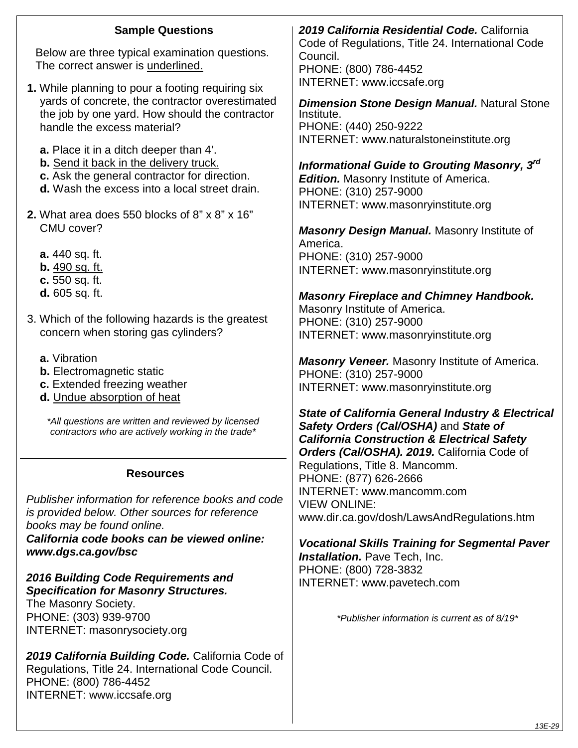## Sample Questions

Below are three typical examination questions. The correct answer is underlined.

**1.** While planning to pour a footing requiring six yards of concrete, the contractor overestimated the job by one yard. How should the contractor handle the excess material?

**a.** Place it in a ditch deeper than 4'.
**b.** <u>Send it back in the delivery truck.</u>
**c.** Ask the general contractor for direction.
**d.** Wash the excess into a local street drain.

**2.** What area does 550 blocks of 8" x 8" x 16" CMU cover?

**a.** 440 sq. ft.
**b.** <u>490 sq. ft.</u>
**c.** 550 sq. ft.
**d.** 605 sq. ft.

3. Which of the following hazards is the greatest concern when storing gas cylinders?

**a.** Vibration
**b.** Electromagnetic static
**c.** Extended freezing weather
**d.** <u>Undue absorption of heat</u>

*\*All questions are written and reviewed by licensed contractors who are actively working in the trade\**

## Resources

*Publisher information for reference books and code is provided below. Other sources for reference books may be found online.*
***California code books can be viewed online: www.dgs.ca.gov/bsc***

***2016 Building Code Requirements and Specification for Masonry Structures.*** The Masonry Society.
PHONE: (303) 939-9700
INTERNET: masonrysociety.org

***2019 California Building Code.*** California Code of Regulations, Title 24. International Code Council.
PHONE: (800) 786-4452
INTERNET: www.iccsafe.org

***2019 California Residential Code.*** California Code of Regulations, Title 24. International Code Council.
PHONE: (800) 786-4452
INTERNET: www.iccsafe.org

***Dimension Stone Design Manual.*** Natural Stone Institute.
PHONE: (440) 250-9222
INTERNET: www.naturalstoneinstitute.org

***Informational Guide to Grouting Masonry, 3rd Edition.*** Masonry Institute of America.
PHONE: (310) 257-9000
INTERNET: www.masonryinstitute.org

***Masonry Design Manual.*** Masonry Institute of America.
PHONE: (310) 257-9000
INTERNET: www.masonryinstitute.org

***Masonry Fireplace and Chimney Handbook.*** Masonry Institute of America.
PHONE: (310) 257-9000
INTERNET: www.masonryinstitute.org

***Masonry Veneer.*** Masonry Institute of America.
PHONE: (310) 257-9000
INTERNET: www.masonryinstitute.org

***State of California General Industry & Electrical Safety Orders (Cal/OSHA)*** and ***State of California Construction & Electrical Safety Orders (Cal/OSHA). 2019.*** California Code of Regulations, Title 8. Mancomm.
PHONE: (877) 626-2666
INTERNET: www.mancomm.com
VIEW ONLINE: www.dir.ca.gov/dosh/LawsAndRegulations.htm

***Vocational Skills Training for Segmental Paver Installation.*** Pave Tech, Inc.
PHONE: (800) 728-3832
INTERNET: www.pavetech.com

*\*Publisher information is current as of 8/19\**